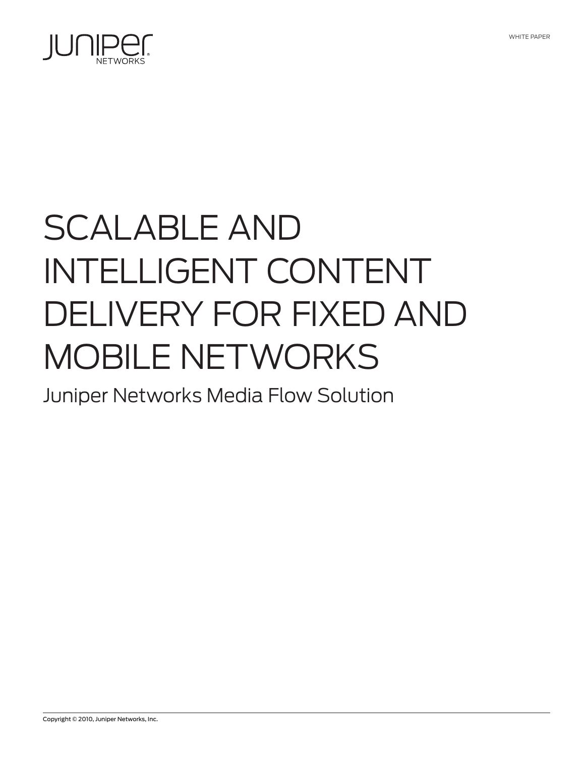WHITE PAPER

# SCALABLE AND INTELLIGENT CONTENT DELIVERY FOR FIXED AND MOBILE NETWORKS

## Juniper Networks Media Flow Solution

Copyright © 2010, Juniper Networks, Inc.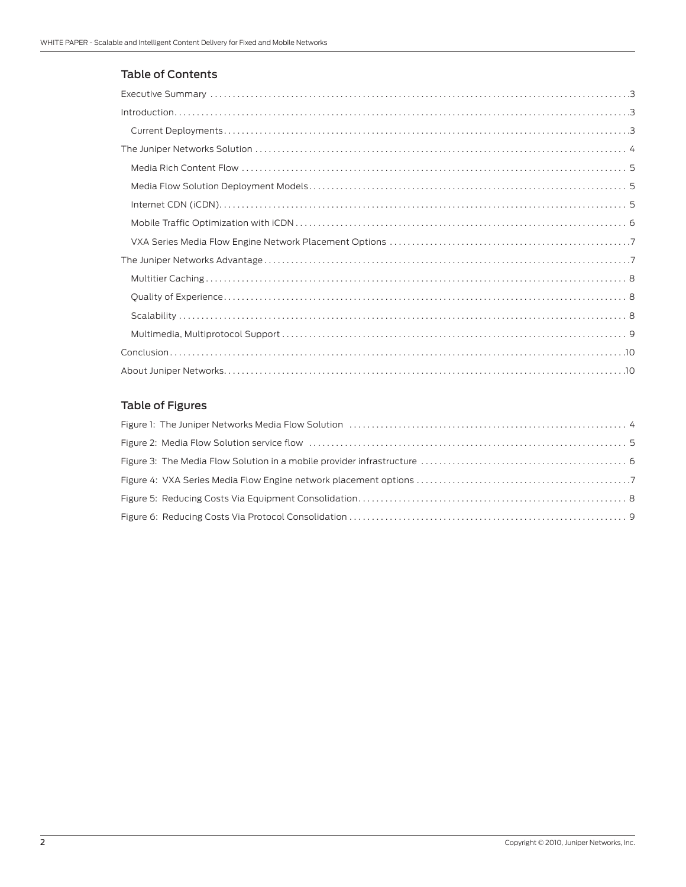## Table of Contents

Executive Summary . . . . . . . . . . . . . . . . . . . . . . . . . . . . . . . . . . . . . . . . . . . . . . . . . . . . . . . . . . . . . . . . . . . . . . . . . . . . . . . . . . . . . . . . . .3

Introduction. . . . . . . . . . . . . . . . . . . . . . . . . . . . . . . . . . . . . . . . . . . . . . . . . . . . . . . . . . . . . . . . . . . . . . . . . . . . . . . . . . . . . . . . . . . . . . . .3

Current Deployments. . . . . . . . . . . . . . . . . . . . . . . . . . . . . . . . . . . . . . . . . . . . . . . . . . . . . . . . . . . . . . . . . . . . . . . . . . . . . . . . . . . . .3

The Juniper Networks Solution . . . . . . . . . . . . . . . . . . . . . . . . . . . . . . . . . . . . . . . . . . . . . . . . . . . . . . . . . . . . . . . . . . . . . . . . . . . . . 4

Media Rich Content Flow . . . . . . . . . . . . . . . . . . . . . . . . . . . . . . . . . . . . . . . . . . . . . . . . . . . . . . . . . . . . . . . . . . . . . . . . . . . . . . . 5

Media Flow Solution Deployment Models. . . . . . . . . . . . . . . . . . . . . . . . . . . . . . . . . . . . . . . . . . . . . . . . . . . . . . . . . . . . . . . . . . 5

Internet CDN (iCDN). . . . . . . . . . . . . . . . . . . . . . . . . . . . . . . . . . . . . . . . . . . . . . . . . . . . . . . . . . . . . . . . . . . . . . . . . . . . . . . . . . . . 5

Mobile Traffic Optimization with iCDN . . . . . . . . . . . . . . . . . . . . . . . . . . . . . . . . . . . . . . . . . . . . . . . . . . . . . . . . . . . . . . . . . . . . 6

VXA Series Media Flow Engine Network Placement Options . . . . . . . . . . . . . . . . . . . . . . . . . . . . . . . . . . . . . . . . . . . . . . . .7

The Juniper Networks Advantage . . . . . . . . . . . . . . . . . . . . . . . . . . . . . . . . . . . . . . . . . . . . . . . . . . . . . . . . . . . . . . . . . . . . . . . . . . .7

Multitier Caching . . . . . . . . . . . . . . . . . . . . . . . . . . . . . . . . . . . . . . . . . . . . . . . . . . . . . . . . . . . . . . . . . . . . . . . . . . . . . . . . . . . . . . 8

Quality of Experience. . . . . . . . . . . . . . . . . . . . . . . . . . . . . . . . . . . . . . . . . . . . . . . . . . . . . . . . . . . . . . . . . . . . . . . . . . . . . . . . . . . 8

Scalability . . . . . . . . . . . . . . . . . . . . . . . . . . . . . . . . . . . . . . . . . . . . . . . . . . . . . . . . . . . . . . . . . . . . . . . . . . . . . . . . . . . . . . . . . . . . 8

Multimedia, Multiprotocol Support . . . . . . . . . . . . . . . . . . . . . . . . . . . . . . . . . . . . . . . . . . . . . . . . . . . . . . . . . . . . . . . . . . . . . . . 9

Conclusion. . . . . . . . . . . . . . . . . . . . . . . . . . . . . . . . . . . . . . . . . . . . . . . . . . . . . . . . . . . . . . . . . . . . . . . . . . . . . . . . . . . . . . . . . . . . . . .10

About Juniper Networks. . . . . . . . . . . . . . . . . . . . . . . . . . . . . . . . . . . . . . . . . . . . . . . . . . . . . . . . . . . . . . . . . . . . . . . . . . . . . . . . . . .10

## Table of Figures

Figure 1: The Juniper Networks Media Flow Solution . . . . . . . . . . . . . . . . . . . . . . . . . . . . . . . . . . . . . . . . . . . . . . . . . . . . . . . . . 4

Figure 2: Media Flow Solution service flow . . . . . . . . . . . . . . . . . . . . . . . . . . . . . . . . . . . . . . . . . . . . . . . . . . . . . . . . . . . . . . . . . 5

Figure 3: The Media Flow Solution in a mobile provider infrastructure . . . . . . . . . . . . . . . . . . . . . . . . . . . . . . . . . . . . . . . . . 6

Figure 4: VXA Series Media Flow Engine network placement options . . . . . . . . . . . . . . . . . . . . . . . . . . . . . . . . . . . . . . . . .7

Figure 5: Reducing Costs Via Equipment Consolidation. . . . . . . . . . . . . . . . . . . . . . . . . . . . . . . . . . . . . . . . . . . . . . . . . . . . . . 8

Figure 6: Reducing Costs Via Protocol Consolidation . . . . . . . . . . . . . . . . . . . . . . . . . . . . . . . . . . . . . . . . . . . . . . . . . . . . . . . . 9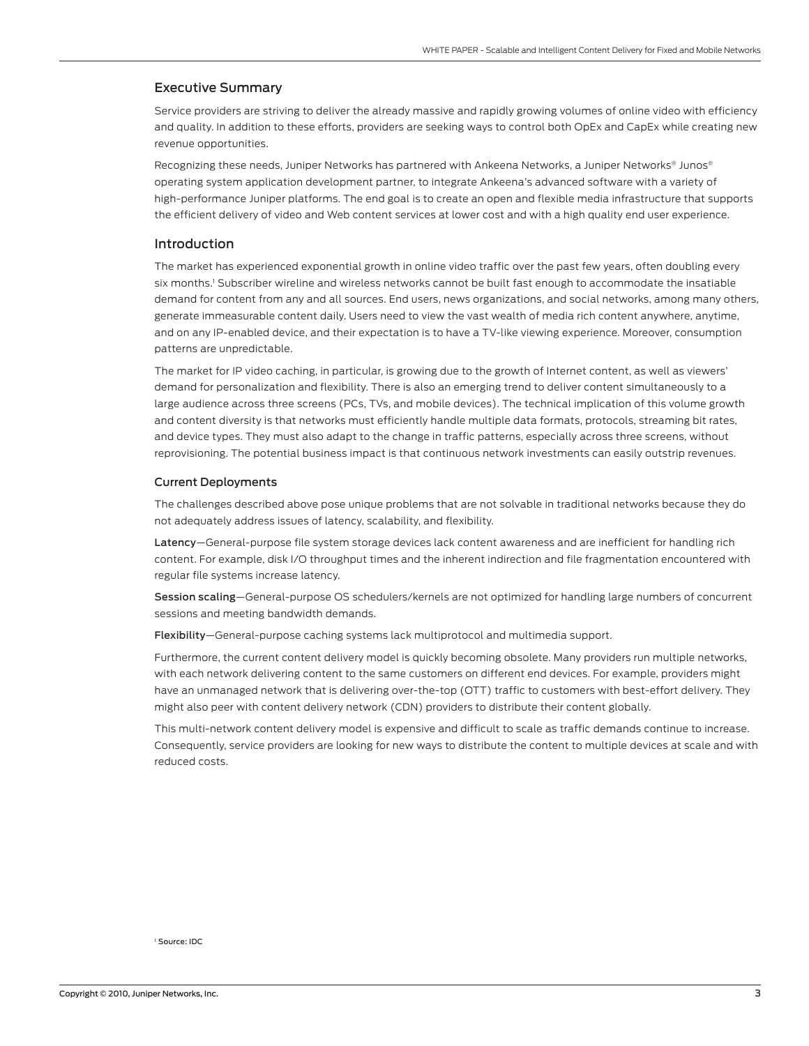## Executive Summary

Service providers are striving to deliver the already massive and rapidly growing volumes of online video with efficiency and quality. In addition to these efforts, providers are seeking ways to control both OpEx and CapEx while creating new revenue opportunities.

Recognizing these needs, Juniper Networks has partnered with Ankeena Networks, a Juniper Networks® Junos® operating system application development partner, to integrate Ankeena's advanced software with a variety of high-performance Juniper platforms. The end goal is to create an open and flexible media infrastructure that supports the efficient delivery of video and Web content services at lower cost and with a high quality end user experience.

## Introduction

The market has experienced exponential growth in online video traffic over the past few years, often doubling every six months.[1] Subscriber wireline and wireless networks cannot be built fast enough to accommodate the insatiable demand for content from any and all sources. End users, news organizations, and social networks, among many others, generate immeasurable content daily. Users need to view the vast wealth of media rich content anywhere, anytime, and on any IP-enabled device, and their expectation is to have a TV-like viewing experience. Moreover, consumption patterns are unpredictable.

The market for IP video caching, in particular, is growing due to the growth of Internet content, as well as viewers' demand for personalization and flexibility. There is also an emerging trend to deliver content simultaneously to a large audience across three screens (PCs, TVs, and mobile devices). The technical implication of this volume growth and content diversity is that networks must efficiently handle multiple data formats, protocols, streaming bit rates, and device types. They must also adapt to the change in traffic patterns, especially across three screens, without reprovisioning. The potential business impact is that continuous network investments can easily outstrip revenues.

### Current Deployments

The challenges described above pose unique problems that are not solvable in traditional networks because they do not adequately address issues of latency, scalability, and flexibility.

**Latency**—General-purpose file system storage devices lack content awareness and are inefficient for handling rich content. For example, disk I/O throughput times and the inherent indirection and file fragmentation encountered with regular file systems increase latency.

**Session scaling**—General-purpose OS schedulers/kernels are not optimized for handling large numbers of concurrent sessions and meeting bandwidth demands.

**Flexibility**—General-purpose caching systems lack multiprotocol and multimedia support.

Furthermore, the current content delivery model is quickly becoming obsolete. Many providers run multiple networks, with each network delivering content to the same customers on different end devices. For example, providers might have an unmanaged network that is delivering over-the-top (OTT) traffic to customers with best-effort delivery. They might also peer with content delivery network (CDN) providers to distribute their content globally.

This multi-network content delivery model is expensive and difficult to scale as traffic demands continue to increase. Consequently, service providers are looking for new ways to distribute the content to multiple devices at scale and with reduced costs.

[1] Source: IDC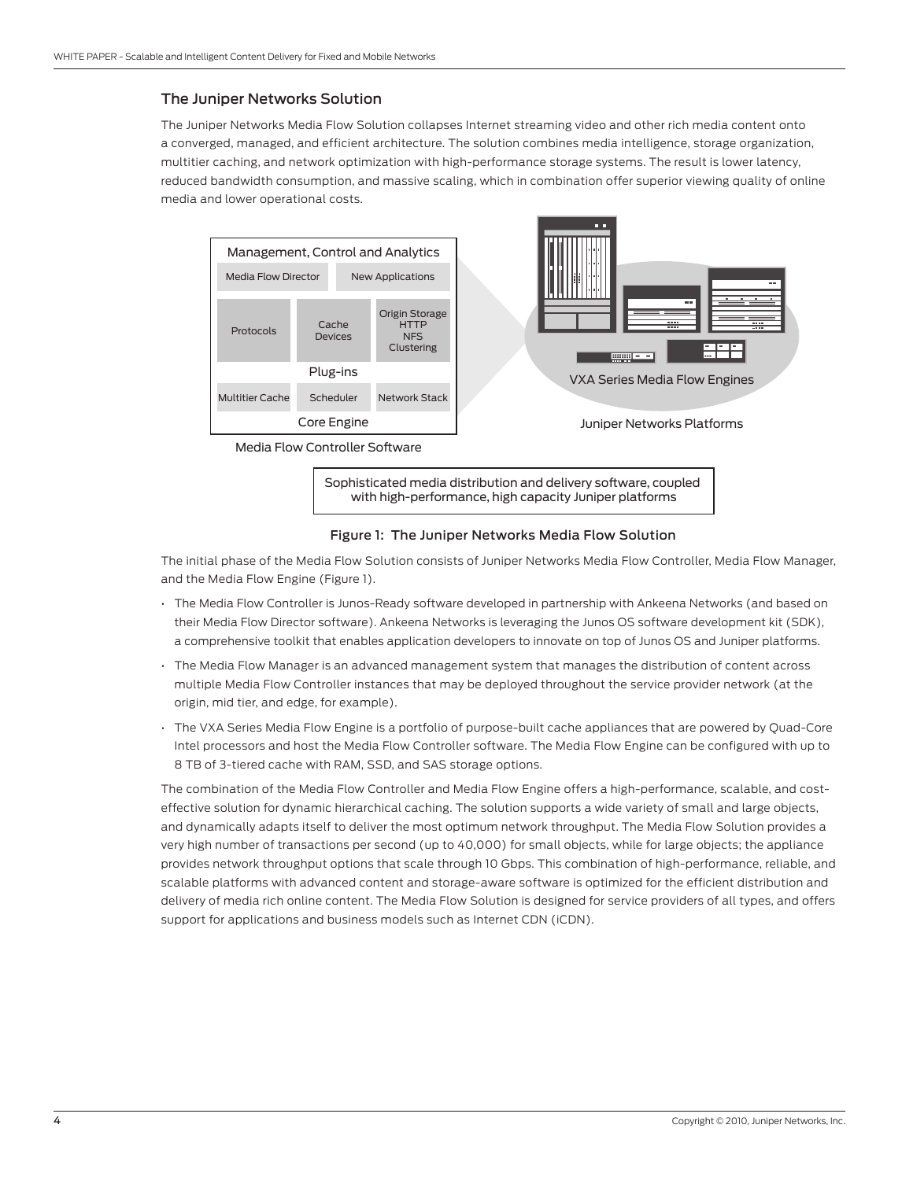## The Juniper Networks Solution

The Juniper Networks Media Flow Solution collapses Internet streaming video and other rich media content onto a converged, managed, and efficient architecture. The solution combines media intelligence, storage organization, multitier caching, and network optimization with high-performance storage systems. The result is lower latency, reduced bandwidth consumption, and massive scaling, which in combination offer superior viewing quality of online media and lower operational costs.

Management, Control and Analytics

Media Flow Director | New Applications

Protocols | Cache Devices | Origin Storage HTTP NFS Clustering

Plug-ins

Multitier Cache | Scheduler | Network Stack

Core Engine

Media Flow Controller Software

VXA Series Media Flow Engines

Juniper Networks Platforms

Sophisticated media distribution and delivery software, coupled with high-performance, high capacity Juniper platforms

Figure 1: The Juniper Networks Media Flow Solution

The initial phase of the Media Flow Solution consists of Juniper Networks Media Flow Controller, Media Flow Manager, and the Media Flow Engine (Figure 1).

- The Media Flow Controller is Junos-Ready software developed in partnership with Ankeena Networks (and based on their Media Flow Director software). Ankeena Networks is leveraging the Junos OS software development kit (SDK), a comprehensive toolkit that enables application developers to innovate on top of Junos OS and Juniper platforms.
- The Media Flow Manager is an advanced management system that manages the distribution of content across multiple Media Flow Controller instances that may be deployed throughout the service provider network (at the origin, mid tier, and edge, for example).
- The VXA Series Media Flow Engine is a portfolio of purpose-built cache appliances that are powered by Quad-Core Intel processors and host the Media Flow Controller software. The Media Flow Engine can be configured with up to 8 TB of 3-tiered cache with RAM, SSD, and SAS storage options.

The combination of the Media Flow Controller and Media Flow Engine offers a high-performance, scalable, and cost-effective solution for dynamic hierarchical caching. The solution supports a wide variety of small and large objects, and dynamically adapts itself to deliver the most optimum network throughput. The Media Flow Solution provides a very high number of transactions per second (up to 40,000) for small objects, while for large objects; the appliance provides network throughput options that scale through 10 Gbps. This combination of high-performance, reliable, and scalable platforms with advanced content and storage-aware software is optimized for the efficient distribution and delivery of media rich online content. The Media Flow Solution is designed for service providers of all types, and offers support for applications and business models such as Internet CDN (iCDN).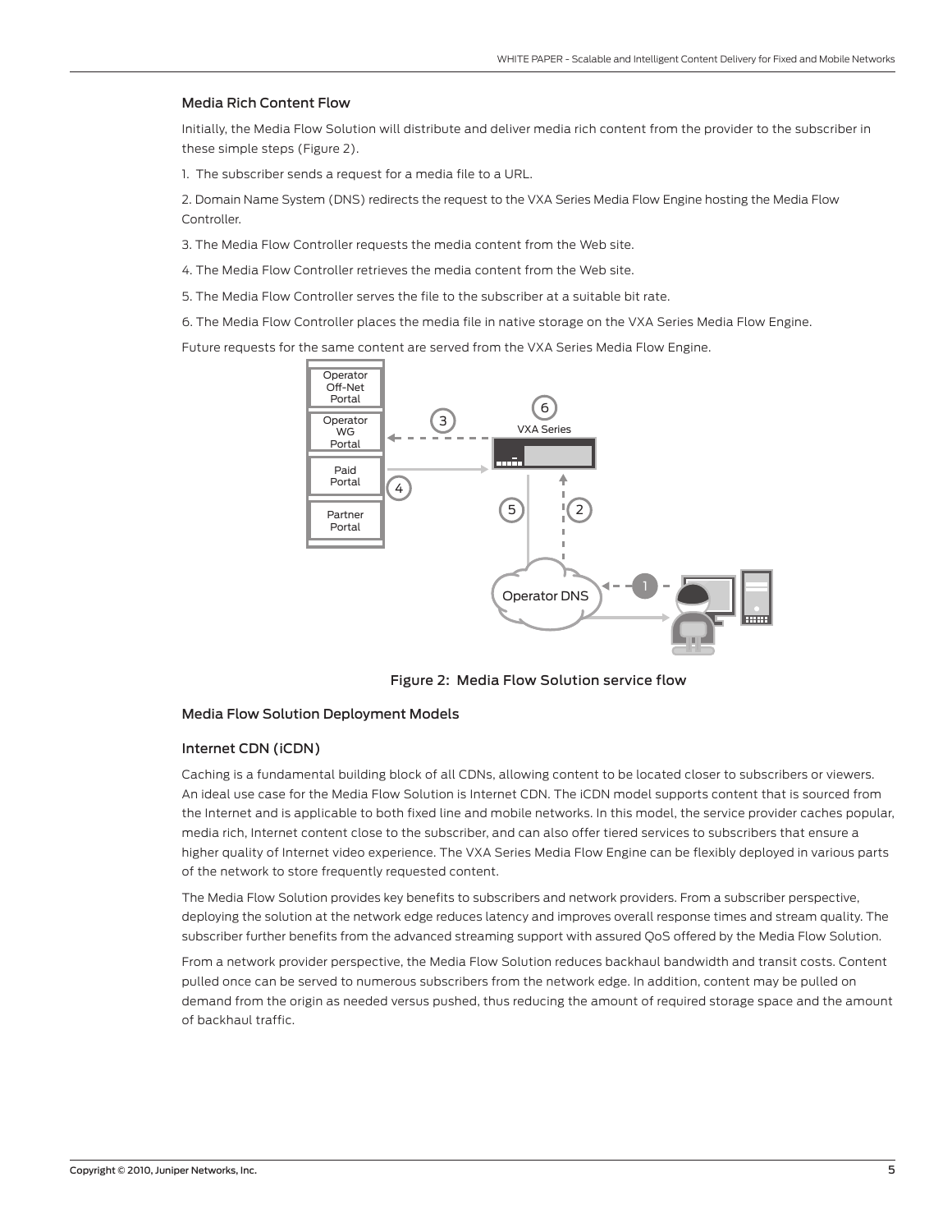### Media Rich Content Flow

Initially, the Media Flow Solution will distribute and deliver media rich content from the provider to the subscriber in these simple steps (Figure 2).

1. The subscriber sends a request for a media file to a URL.

2. Domain Name System (DNS) redirects the request to the VXA Series Media Flow Engine hosting the Media Flow Controller.

3. The Media Flow Controller requests the media content from the Web site.

4. The Media Flow Controller retrieves the media content from the Web site.

5. The Media Flow Controller serves the file to the subscriber at a suitable bit rate.

6. The Media Flow Controller places the media file in native storage on the VXA Series Media Flow Engine.

Future requests for the same content are served from the VXA Series Media Flow Engine.

Figure 2: Media Flow Solution service flow

### Media Flow Solution Deployment Models

### Internet CDN (iCDN)

Caching is a fundamental building block of all CDNs, allowing content to be located closer to subscribers or viewers. An ideal use case for the Media Flow Solution is Internet CDN. The iCDN model supports content that is sourced from the Internet and is applicable to both fixed line and mobile networks. In this model, the service provider caches popular, media rich, Internet content close to the subscriber, and can also offer tiered services to subscribers that ensure a higher quality of Internet video experience. The VXA Series Media Flow Engine can be flexibly deployed in various parts of the network to store frequently requested content.

The Media Flow Solution provides key benefits to subscribers and network providers. From a subscriber perspective, deploying the solution at the network edge reduces latency and improves overall response times and stream quality. The subscriber further benefits from the advanced streaming support with assured QoS offered by the Media Flow Solution.

From a network provider perspective, the Media Flow Solution reduces backhaul bandwidth and transit costs. Content pulled once can be served to numerous subscribers from the network edge. In addition, content may be pulled on demand from the origin as needed versus pushed, thus reducing the amount of required storage space and the amount of backhaul traffic.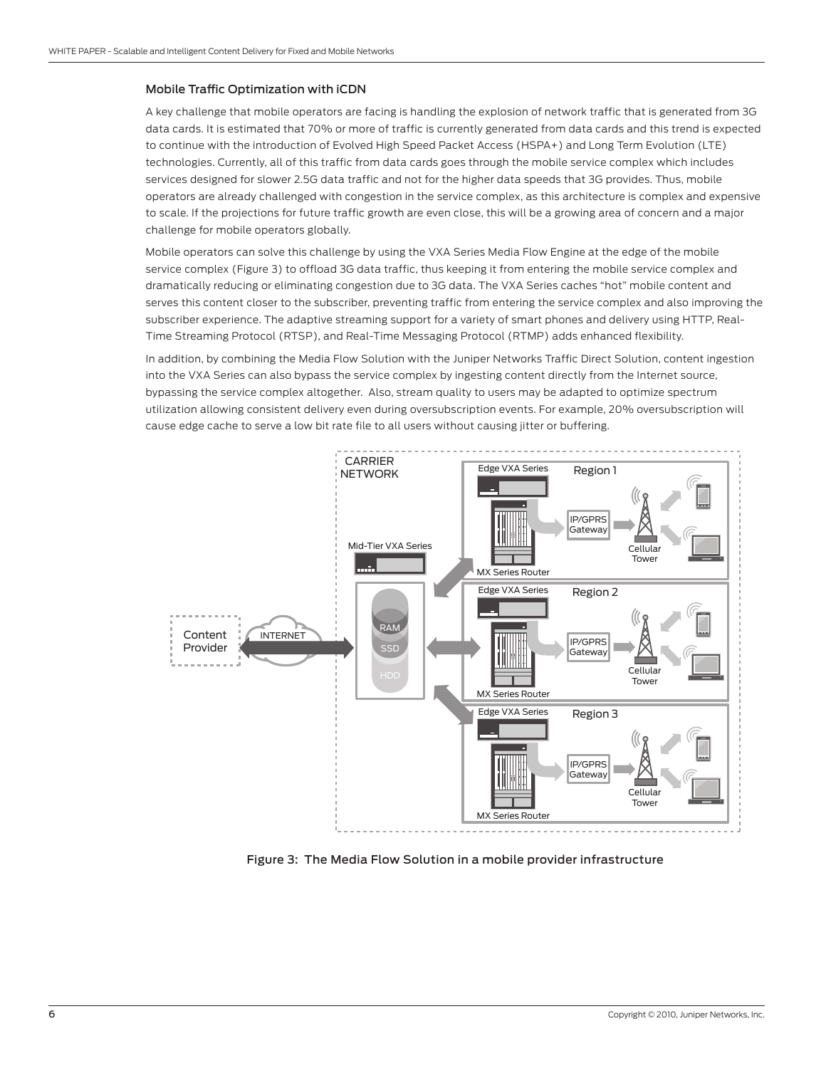### Mobile Traffic Optimization with iCDN

A key challenge that mobile operators are facing is handling the explosion of network traffic that is generated from 3G data cards. It is estimated that 70% or more of traffic is currently generated from data cards and this trend is expected to continue with the introduction of Evolved High Speed Packet Access (HSPA+) and Long Term Evolution (LTE) technologies. Currently, all of this traffic from data cards goes through the mobile service complex which includes services designed for slower 2.5G data traffic and not for the higher data speeds that 3G provides. Thus, mobile operators are already challenged with congestion in the service complex, as this architecture is complex and expensive to scale. If the projections for future traffic growth are even close, this will be a growing area of concern and a major challenge for mobile operators globally.

Mobile operators can solve this challenge by using the VXA Series Media Flow Engine at the edge of the mobile service complex (Figure 3) to offload 3G data traffic, thus keeping it from entering the mobile service complex and dramatically reducing or eliminating congestion due to 3G data. The VXA Series caches "hot" mobile content and serves this content closer to the subscriber, preventing traffic from entering the service complex and also improving the subscriber experience. The adaptive streaming support for a variety of smart phones and delivery using HTTP, Real-Time Streaming Protocol (RTSP), and Real-Time Messaging Protocol (RTMP) adds enhanced flexibility.

In addition, by combining the Media Flow Solution with the Juniper Networks Traffic Direct Solution, content ingestion into the VXA Series can also bypass the service complex by ingesting content directly from the Internet source, bypassing the service complex altogether. Also, stream quality to users may be adapted to optimize spectrum utilization allowing consistent delivery even during oversubscription events. For example, 20% oversubscription will cause edge cache to serve a low bit rate file to all users without causing jitter or buffering.

Figure 3: The Media Flow Solution in a mobile provider infrastructure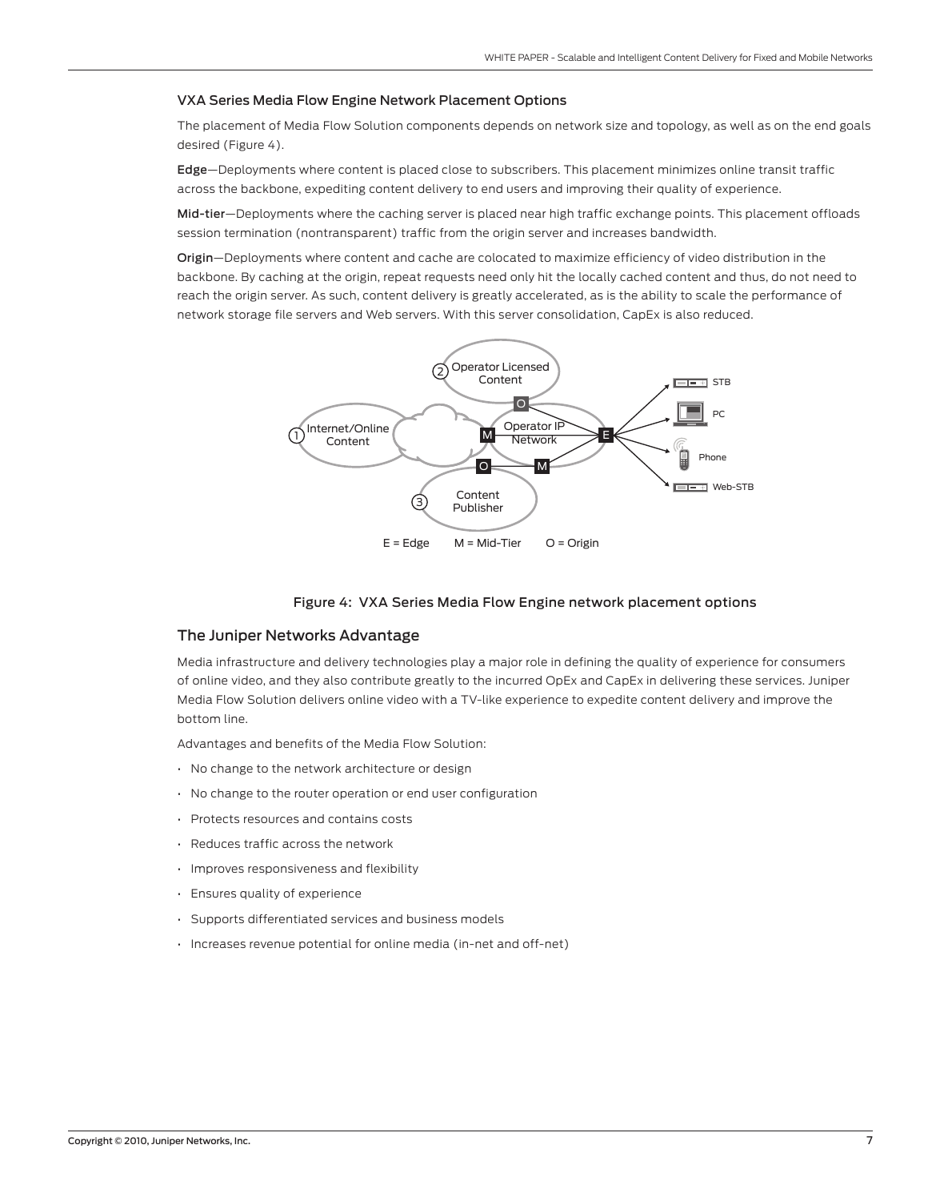### VXA Series Media Flow Engine Network Placement Options

The placement of Media Flow Solution components depends on network size and topology, as well as on the end goals desired (Figure 4).

**Edge**—Deployments where content is placed close to subscribers. This placement minimizes online transit traffic across the backbone, expediting content delivery to end users and improving their quality of experience.

**Mid-tier**—Deployments where the caching server is placed near high traffic exchange points. This placement offloads session termination (nontransparent) traffic from the origin server and increases bandwidth.

**Origin**—Deployments where content and cache are colocated to maximize efficiency of video distribution in the backbone. By caching at the origin, repeat requests need only hit the locally cached content and thus, do not need to reach the origin server. As such, content delivery is greatly accelerated, as is the ability to scale the performance of network storage file servers and Web servers. With this server consolidation, CapEx is also reduced.

Figure 4: VXA Series Media Flow Engine network placement options

## The Juniper Networks Advantage

Media infrastructure and delivery technologies play a major role in defining the quality of experience for consumers of online video, and they also contribute greatly to the incurred OpEx and CapEx in delivering these services. Juniper Media Flow Solution delivers online video with a TV-like experience to expedite content delivery and improve the bottom line.

Advantages and benefits of the Media Flow Solution:

- No change to the network architecture or design
- No change to the router operation or end user configuration
- Protects resources and contains costs
- Reduces traffic across the network
- Improves responsiveness and flexibility
- Ensures quality of experience
- Supports differentiated services and business models
- Increases revenue potential for online media (in-net and off-net)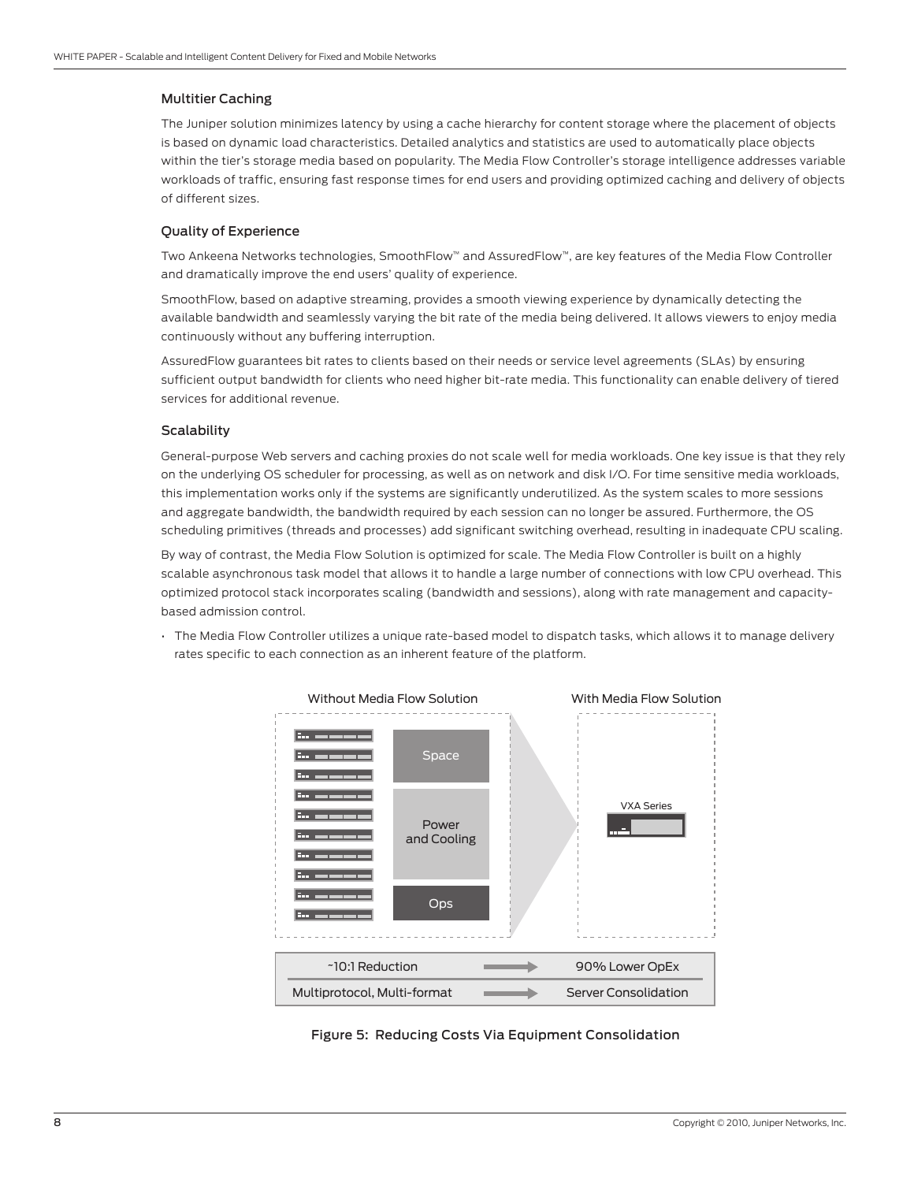### Multitier Caching

The Juniper solution minimizes latency by using a cache hierarchy for content storage where the placement of objects is based on dynamic load characteristics. Detailed analytics and statistics are used to automatically place objects within the tier's storage media based on popularity. The Media Flow Controller's storage intelligence addresses variable workloads of traffic, ensuring fast response times for end users and providing optimized caching and delivery of objects of different sizes.

### Quality of Experience

Two Ankeena Networks technologies, SmoothFlow™ and AssuredFlow™, are key features of the Media Flow Controller and dramatically improve the end users' quality of experience.

SmoothFlow, based on adaptive streaming, provides a smooth viewing experience by dynamically detecting the available bandwidth and seamlessly varying the bit rate of the media being delivered. It allows viewers to enjoy media continuously without any buffering interruption.

AssuredFlow guarantees bit rates to clients based on their needs or service level agreements (SLAs) by ensuring sufficient output bandwidth for clients who need higher bit-rate media. This functionality can enable delivery of tiered services for additional revenue.

### Scalability

General-purpose Web servers and caching proxies do not scale well for media workloads. One key issue is that they rely on the underlying OS scheduler for processing, as well as on network and disk I/O. For time sensitive media workloads, this implementation works only if the systems are significantly underutilized. As the system scales to more sessions and aggregate bandwidth, the bandwidth required by each session can no longer be assured. Furthermore, the OS scheduling primitives (threads and processes) add significant switching overhead, resulting in inadequate CPU scaling.

By way of contrast, the Media Flow Solution is optimized for scale. The Media Flow Controller is built on a highly scalable asynchronous task model that allows it to handle a large number of connections with low CPU overhead. This optimized protocol stack incorporates scaling (bandwidth and sessions), along with rate management and capacity-based admission control.

- The Media Flow Controller utilizes a unique rate-based model to dispatch tasks, which allows it to manage delivery rates specific to each connection as an inherent feature of the platform.

Without Media Flow Solution | With Media Flow Solution

Space | Power and Cooling | Ops → VXA Series

| | | |
|---|---|---|
| ~10:1 Reduction | → | 90% Lower OpEx |
| Multiprotocol, Multi-format | → | Server Consolidation |

Figure 5: Reducing Costs Via Equipment Consolidation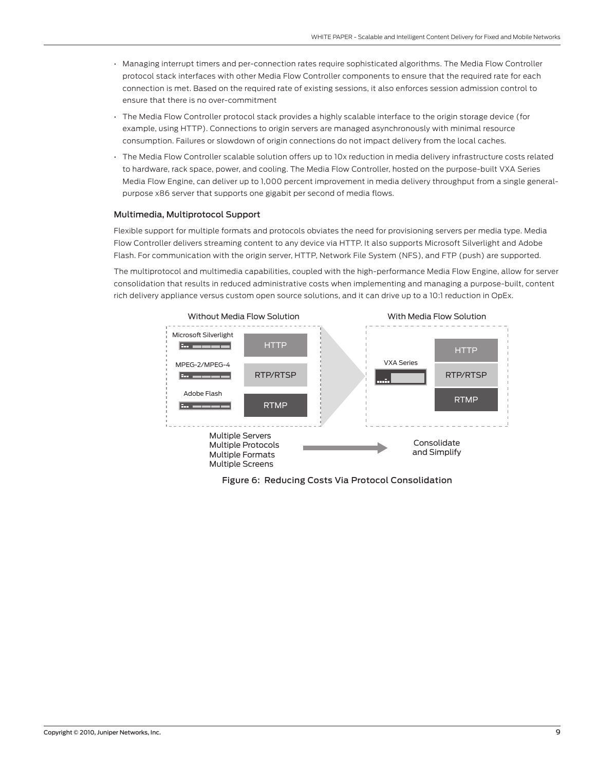- Managing interrupt timers and per-connection rates require sophisticated algorithms. The Media Flow Controller protocol stack interfaces with other Media Flow Controller components to ensure that the required rate for each connection is met. Based on the required rate of existing sessions, it also enforces session admission control to ensure that there is no over-commitment
- The Media Flow Controller protocol stack provides a highly scalable interface to the origin storage device (for example, using HTTP). Connections to origin servers are managed asynchronously with minimal resource consumption. Failures or slowdown of origin connections do not impact delivery from the local caches.
- The Media Flow Controller scalable solution offers up to 10x reduction in media delivery infrastructure costs related to hardware, rack space, power, and cooling. The Media Flow Controller, hosted on the purpose-built VXA Series Media Flow Engine, can deliver up to 1,000 percent improvement in media delivery throughput from a single general-purpose x86 server that supports one gigabit per second of media flows.

### Multimedia, Multiprotocol Support

Flexible support for multiple formats and protocols obviates the need for provisioning servers per media type. Media Flow Controller delivers streaming content to any device via HTTP. It also supports Microsoft Silverlight and Adobe Flash. For communication with the origin server, HTTP, Network File System (NFS), and FTP (push) are supported.

The multiprotocol and multimedia capabilities, coupled with the high-performance Media Flow Engine, allow for server consolidation that results in reduced administrative costs when implementing and managing a purpose-built, content rich delivery appliance versus custom open source solutions, and it can drive up to a 10:1 reduction in OpEx.

Without Media Flow Solution: Microsoft Silverlight – HTTP; MPEG-2/MPEG-4 – RTP/RTSP; Adobe Flash – RTMP

With Media Flow Solution: VXA Series – HTTP, RTP/RTSP, RTMP

Multiple Servers
Multiple Protocols
Multiple Formats
Multiple Screens
→ Consolidate and Simplify

Figure 6: Reducing Costs Via Protocol Consolidation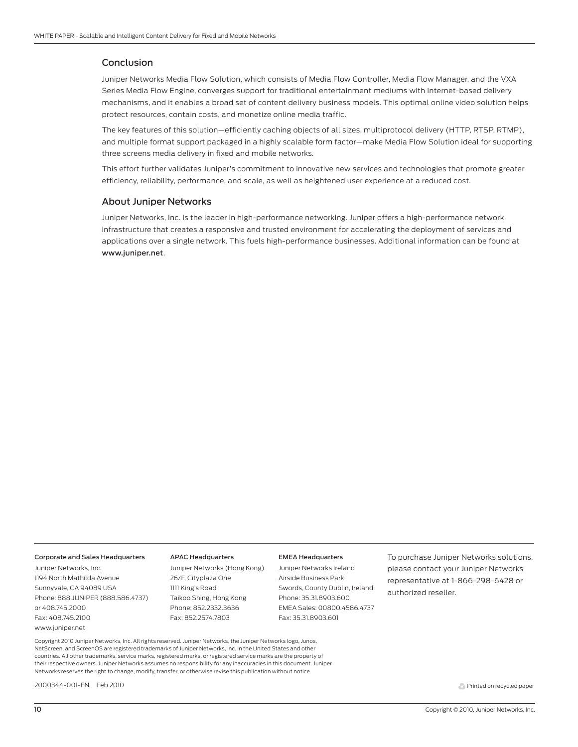## Conclusion

Juniper Networks Media Flow Solution, which consists of Media Flow Controller, Media Flow Manager, and the VXA Series Media Flow Engine, converges support for traditional entertainment mediums with Internet-based delivery mechanisms, and it enables a broad set of content delivery business models. This optimal online video solution helps protect resources, contain costs, and monetize online media traffic.

The key features of this solution—efficiently caching objects of all sizes, multiprotocol delivery (HTTP, RTSP, RTMP), and multiple format support packaged in a highly scalable form factor—make Media Flow Solution ideal for supporting three screens media delivery in fixed and mobile networks.

This effort further validates Juniper's commitment to innovative new services and technologies that promote greater efficiency, reliability, performance, and scale, as well as heightened user experience at a reduced cost.

## About Juniper Networks

Juniper Networks, Inc. is the leader in high-performance networking. Juniper offers a high-performance network infrastructure that creates a responsive and trusted environment for accelerating the deployment of services and applications over a single network. This fuels high-performance businesses. Additional information can be found at **www.juniper.net**.

**Corporate and Sales Headquarters**
Juniper Networks, Inc.
1194 North Mathilda Avenue
Sunnyvale, CA 94089 USA
Phone: 888.JUNIPER (888.586.4737)
or 408.745.2000
Fax: 408.745.2100
www.juniper.net

**APAC Headquarters**
Juniper Networks (Hong Kong)
26/F, Cityplaza One
1111 King's Road
Taikoo Shing, Hong Kong
Phone: 852.2332.3636
Fax: 852.2574.7803

**EMEA Headquarters**
Juniper Networks Ireland
Airside Business Park
Swords, County Dublin, Ireland
Phone: 35.31.8903.600
EMEA Sales: 00800.4586.4737
Fax: 35.31.8903.601

To purchase Juniper Networks solutions, please contact your Juniper Networks representative at 1-866-298-6428 or authorized reseller.

Copyright 2010 Juniper Networks, Inc. All rights reserved. Juniper Networks, the Juniper Networks logo, Junos, NetScreen, and ScreenOS are registered trademarks of Juniper Networks, Inc. in the United States and other countries. All other trademarks, service marks, registered marks, or registered service marks are the property of their respective owners. Juniper Networks assumes no responsibility for any inaccuracies in this document. Juniper Networks reserves the right to change, modify, transfer, or otherwise revise this publication without notice.

2000344-001-EN Feb 2010

Printed on recycled paper